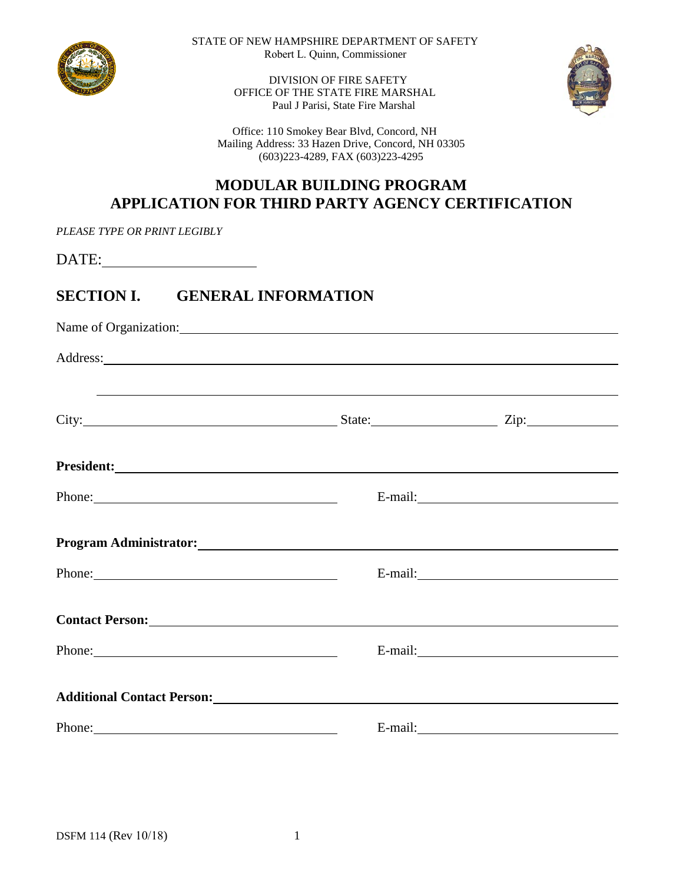STATE OF NEW HAMPSHIRE DEPARTMENT OF SAFETY
Robert L. Quinn, Commissioner

DIVISION OF FIRE SAFETY
OFFICE OF THE STATE FIRE MARSHAL
Paul J Parisi, State Fire Marshal

Office: 110 Smokey Bear Blvd, Concord, NH
Mailing Address: 33 Hazen Drive, Concord, NH 03305
(603)223-4289, FAX (603)223-4295

# MODULAR BUILDING PROGRAM
# APPLICATION FOR THIRD PARTY AGENCY CERTIFICATION

*PLEASE TYPE OR PRINT LEGIBLY*

DATE: ____________________

## SECTION I. GENERAL INFORMATION

Name of Organization: ____________________________________________

Address: ____________________________________________

____________________________________________

City: ____________________ State: ____________ Zip: __________

**President:** ____________________________________________

Phone: ____________________ E-mail: ____________________

**Program Administrator:** ____________________________________________

Phone: ____________________ E-mail: ____________________

**Contact Person:** ____________________________________________

Phone: ____________________ E-mail: ____________________

**Additional Contact Person:** ____________________________________________

Phone: ____________________ E-mail: ____________________

DSFM 114 (Rev 10/18)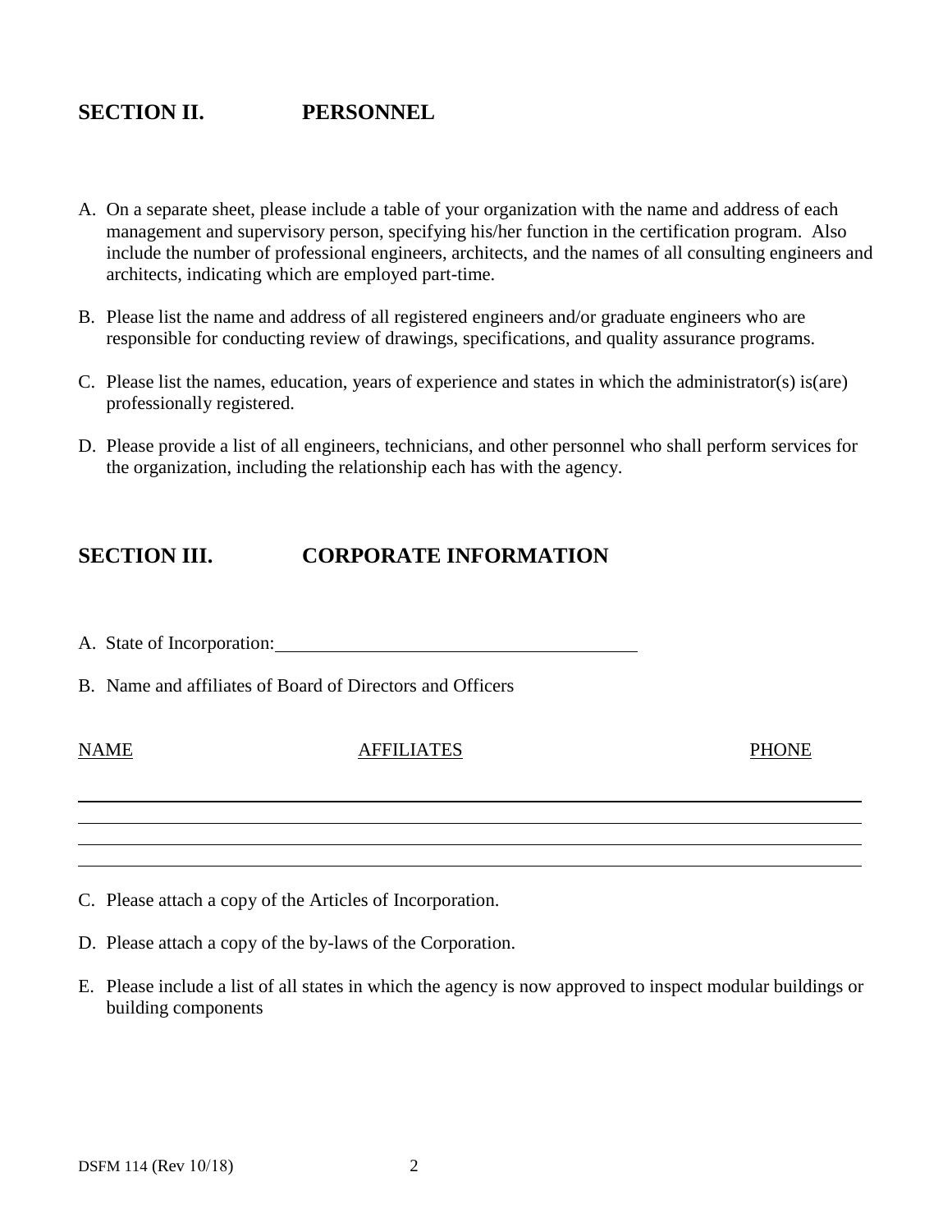## SECTION II. PERSONNEL

A. On a separate sheet, please include a table of your organization with the name and address of each management and supervisory person, specifying his/her function in the certification program. Also include the number of professional engineers, architects, and the names of all consulting engineers and architects, indicating which are employed part-time.

B. Please list the name and address of all registered engineers and/or graduate engineers who are responsible for conducting review of drawings, specifications, and quality assurance programs.

C. Please list the names, education, years of experience and states in which the administrator(s) is(are) professionally registered.

D. Please provide a list of all engineers, technicians, and other personnel who shall perform services for the organization, including the relationship each has with the agency.

## SECTION III. CORPORATE INFORMATION

A. State of Incorporation: ______________________________

B. Name and affiliates of Board of Directors and Officers

| NAME | AFFILIATES | PHONE |
|---|---|---|
| | | |
| | | |
| | | |
| | | |

C. Please attach a copy of the Articles of Incorporation.

D. Please attach a copy of the by-laws of the Corporation.

E. Please include a list of all states in which the agency is now approved to inspect modular buildings or building components

DSFM 114 (Rev 10/18)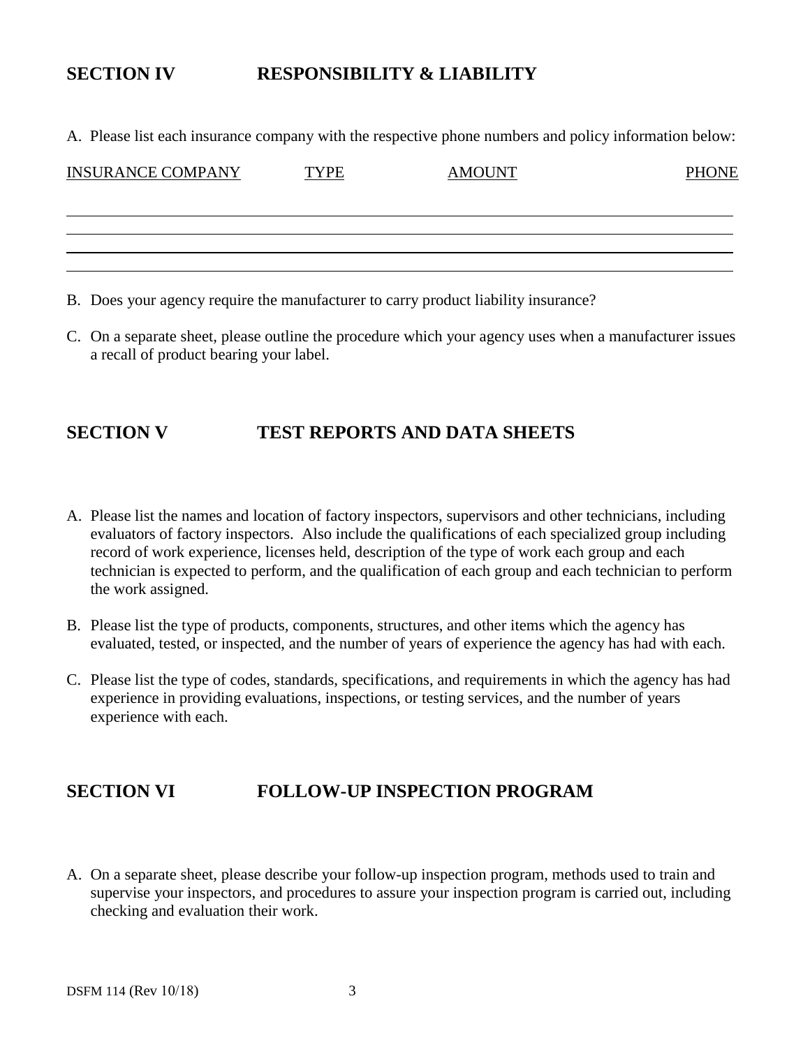## SECTION IV RESPONSIBILITY & LIABILITY

A. Please list each insurance company with the respective phone numbers and policy information below:

| INSURANCE COMPANY | TYPE | AMOUNT | PHONE |
|---|---|---|---|
| | | | |
| | | | |
| | | | |
| | | | |

B. Does your agency require the manufacturer to carry product liability insurance?

C. On a separate sheet, please outline the procedure which your agency uses when a manufacturer issues a recall of product bearing your label.

## SECTION V TEST REPORTS AND DATA SHEETS

A. Please list the names and location of factory inspectors, supervisors and other technicians, including evaluators of factory inspectors. Also include the qualifications of each specialized group including record of work experience, licenses held, description of the type of work each group and each technician is expected to perform, and the qualification of each group and each technician to perform the work assigned.

B. Please list the type of products, components, structures, and other items which the agency has evaluated, tested, or inspected, and the number of years of experience the agency has had with each.

C. Please list the type of codes, standards, specifications, and requirements in which the agency has had experience in providing evaluations, inspections, or testing services, and the number of years experience with each.

## SECTION VI FOLLOW-UP INSPECTION PROGRAM

A. On a separate sheet, please describe your follow-up inspection program, methods used to train and supervise your inspectors, and procedures to assure your inspection program is carried out, including checking and evaluation their work.

DSFM 114 (Rev 10/18)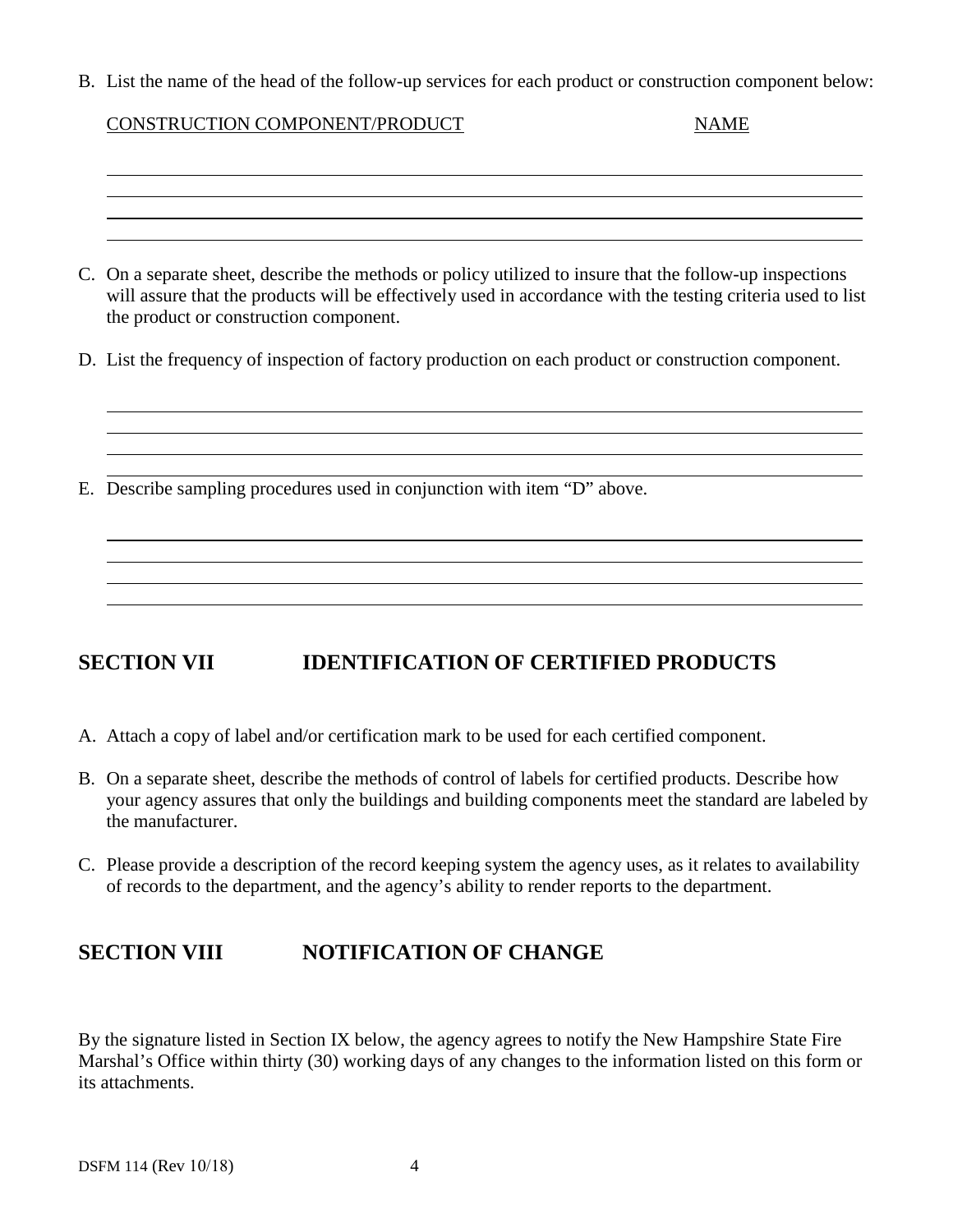B. List the name of the head of the follow-up services for each product or construction component below:

| CONSTRUCTION COMPONENT/PRODUCT | NAME |
| --- | --- |
| | |
| | |
| | |
| | |

C. On a separate sheet, describe the methods or policy utilized to insure that the follow-up inspections will assure that the products will be effectively used in accordance with the testing criteria used to list the product or construction component.

D. List the frequency of inspection of factory production on each product or construction component.

E. Describe sampling procedures used in conjunction with item "D" above.

## SECTION VII IDENTIFICATION OF CERTIFIED PRODUCTS

A. Attach a copy of label and/or certification mark to be used for each certified component.

B. On a separate sheet, describe the methods of control of labels for certified products. Describe how your agency assures that only the buildings and building components meet the standard are labeled by the manufacturer.

C. Please provide a description of the record keeping system the agency uses, as it relates to availability of records to the department, and the agency's ability to render reports to the department.

## SECTION VIII NOTIFICATION OF CHANGE

By the signature listed in Section IX below, the agency agrees to notify the New Hampshire State Fire Marshal's Office within thirty (30) working days of any changes to the information listed on this form or its attachments.

DSFM 114 (Rev 10/18)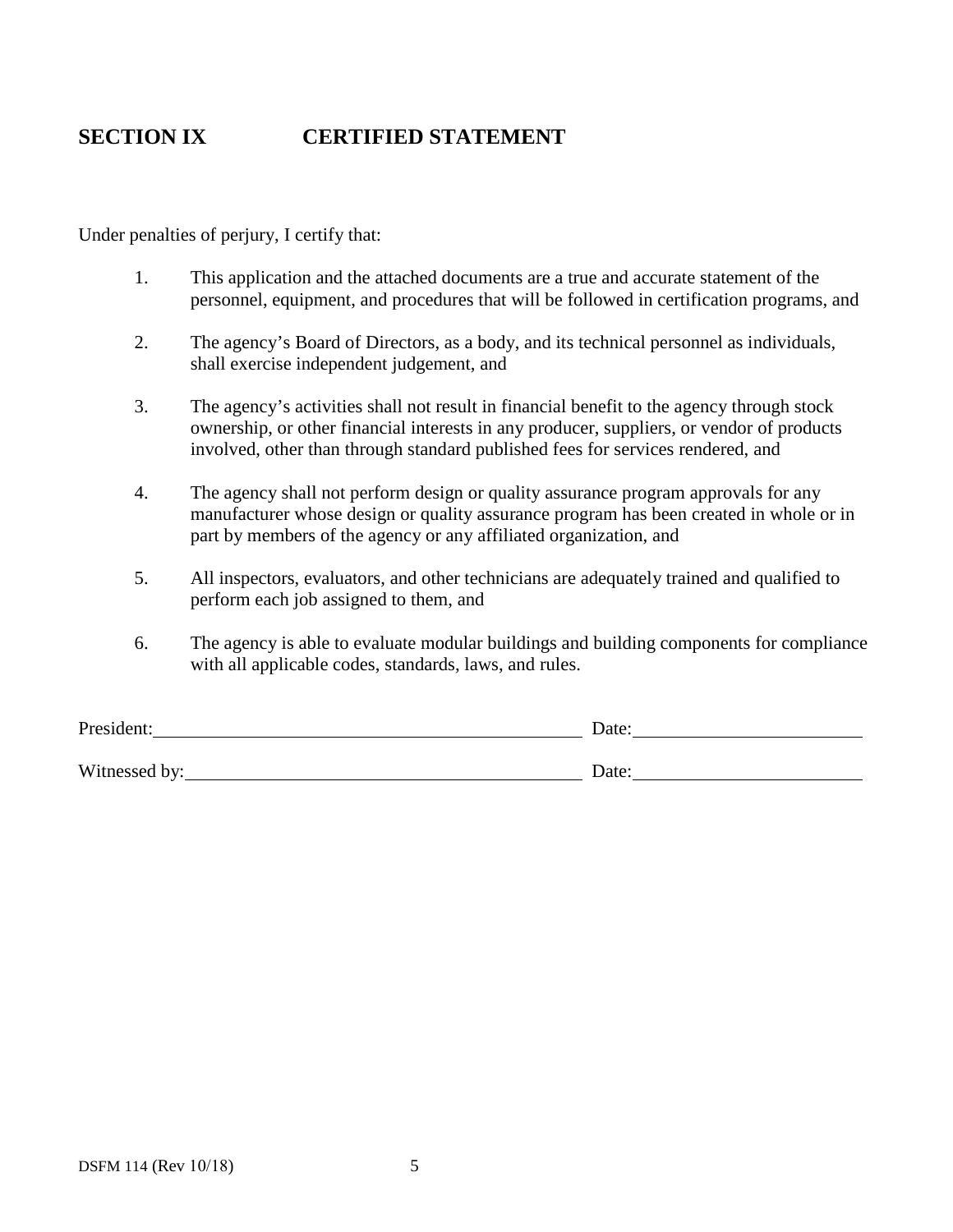## SECTION IX CERTIFIED STATEMENT

Under penalties of perjury, I certify that:

1. This application and the attached documents are a true and accurate statement of the personnel, equipment, and procedures that will be followed in certification programs, and

2. The agency's Board of Directors, as a body, and its technical personnel as individuals, shall exercise independent judgement, and

3. The agency's activities shall not result in financial benefit to the agency through stock ownership, or other financial interests in any producer, suppliers, or vendor of products involved, other than through standard published fees for services rendered, and

4. The agency shall not perform design or quality assurance program approvals for any manufacturer whose design or quality assurance program has been created in whole or in part by members of the agency or any affiliated organization, and

5. All inspectors, evaluators, and other technicians are adequately trained and qualified to perform each job assigned to them, and

6. The agency is able to evaluate modular buildings and building components for compliance with all applicable codes, standards, laws, and rules.

President:\_\_\_\_\_\_\_\_\_\_\_\_\_\_\_\_\_\_\_\_\_\_\_\_\_\_\_\_\_\_\_\_\_\_\_\_\_\_\_\_ Date:\_\_\_\_\_\_\_\_\_\_\_\_\_\_\_\_\_\_\_\_

Witnessed by:\_\_\_\_\_\_\_\_\_\_\_\_\_\_\_\_\_\_\_\_\_\_\_\_\_\_\_\_\_\_\_\_\_\_\_\_\_\_ Date:\_\_\_\_\_\_\_\_\_\_\_\_\_\_\_\_\_\_\_\_

DSFM 114 (Rev 10/18)